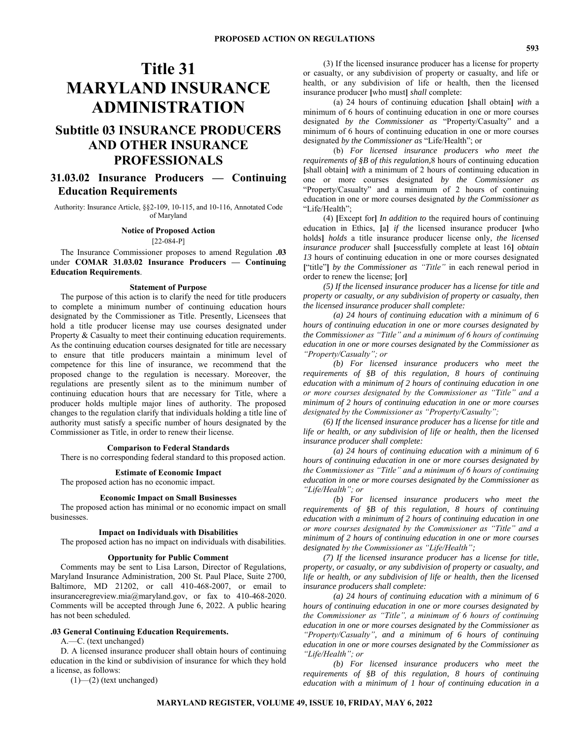# Title 31 MARYLAND INSURANCE ADMINISTRATION

## Subtitle 03 INSURANCE PRODUCERS AND OTHER INSURANCE PROFESSIONALS

### 31.03.02 Insurance Producers — Continuing Education Requirements

Authority: Insurance Article, §§2-109, 10-115, and 10-116, Annotated Code of Maryland

**Notice of Proposed Action**

[22-084-P]

The Insurance Commissioner proposes to amend Regulation **.03** under **COMAR 31.03.02 Insurance Producers — Continuing Education Requirements**.

**Statement of Purpose**

The purpose of this action is to clarify the need for title producers to complete a minimum number of continuing education hours designated by the Commissioner as Title. Presently, Licensees that hold a title producer license may use courses designated under Property & Casualty to meet their continuing education requirements. As the continuing education courses designated for title are necessary to ensure that title producers maintain a minimum level of competence for this line of insurance, we recommend that the proposed change to the regulation is necessary. Moreover, the regulations are presently silent as to the minimum number of continuing education hours that are necessary for Title, where a producer holds multiple major lines of authority. The proposed changes to the regulation clarify that individuals holding a title line of authority must satisfy a specific number of hours designated by the Commissioner as Title, in order to renew their license.

**Comparison to Federal Standards**

There is no corresponding federal standard to this proposed action.

**Estimate of Economic Impact**

The proposed action has no economic impact.

**Economic Impact on Small Businesses**

The proposed action has minimal or no economic impact on small businesses.

**Impact on Individuals with Disabilities**

The proposed action has no impact on individuals with disabilities.

**Opportunity for Public Comment**

Comments may be sent to Lisa Larson, Director of Regulations, Maryland Insurance Administration, 200 St. Paul Place, Suite 2700, Baltimore, MD 21202, or call 410-468-2007, or email to insuranceregreview.mia@maryland.gov, or fax to 410-468-2020. Comments will be accepted through June 6, 2022. A public hearing has not been scheduled.

**.03 General Continuing Education Requirements.**

A.—C. (text unchanged)

D. A licensed insurance producer shall obtain hours of continuing education in the kind or subdivision of insurance for which they hold a license, as follows:

(1)—(2) (text unchanged)

(3) If the licensed insurance producer has a license for property or casualty, or any subdivision of property or casualty, and life or health, or any subdivision of life or health, then the licensed insurance producer **[**who must**]** *shall* complete:

(a) 24 hours of continuing education **[**shall obtain**]** *with* a minimum of 6 hours of continuing education in one or more courses designated *by the Commissioner as* “Property/Casualty” and a minimum of 6 hours of continuing education in one or more courses designated *by the Commissioner as* “Life/Health”; or

(b) *For licensed insurance producers who meet the requirements of §B of this regulation,* 8 hours of continuing education **[**shall obtain**]** *with* a minimum of 2 hours of continuing education in one or more courses designated *by the Commissioner as* “Property/Casualty” and a minimum of 2 hours of continuing education in one or more courses designated *by the Commissioner as* “Life/Health”;

(4) **[**Except for**]** *In addition to* the required hours of continuing education in Ethics, **[**a**]** *if the* licensed insurance producer **[**who holds**]** *holds* a title insurance producer license only*, the licensed insurance producer* shall **[**successfully complete at least 16**]** *obtain 13* hours of continuing education in one or more courses designated **[**“title”**]** *by the Commissioner as “Title”* in each renewal period in order to renew the license; **[**or**]**

*(5) If the licensed insurance producer has a license for title and property or casualty, or any subdivision of property or casualty, then the licensed insurance producer shall complete:*

*(a) 24 hours of continuing education with a minimum of 6 hours of continuing education in one or more courses designated by the Commissioner as “Title” and a minimum of 6 hours of continuing education in one or more courses designated by the Commissioner as “Property/Casualty”; or*

*(b) For licensed insurance producers who meet the requirements of §B of this regulation, 8 hours of continuing education with a minimum of 2 hours of continuing education in one or more courses designated by the Commissioner as “Title” and a minimum of 2 hours of continuing education in one or more courses designated by the Commissioner as “Property/Casualty”;*

*(6) If the licensed insurance producer has a license for title and life or health, or any subdivision of life or health, then the licensed insurance producer shall complete:*

*(a) 24 hours of continuing education with a minimum of 6 hours of continuing education in one or more courses designated by the Commissioner as “Title” and a minimum of 6 hours of continuing education in one or more courses designated by the Commissioner as “Life/Health”; or*

*(b) For licensed insurance producers who meet the requirements of §B of this regulation, 8 hours of continuing education with a minimum of 2 hours of continuing education in one or more courses designated by the Commissioner as “Title” and a minimum of 2 hours of continuing education in one or more courses designated by the Commissioner as “Life/Health”;*

*(7) If the licensed insurance producer has a license for title, property, or casualty, or any subdivision of property or casualty, and life or health, or any subdivision of life or health, then the licensed insurance producers shall complete:*

*(a) 24 hours of continuing education with a minimum of 6 hours of continuing education in one or more courses designated by the Commissioner as “Title”, a minimum of 6 hours of continuing education in one or more courses designated by the Commissioner as “Property/Casualty”, and a minimum of 6 hours of continuing education in one or more courses designated by the Commissioner as “Life/Health”; or*

*(b) For licensed insurance producers who meet the requirements of §B of this regulation, 8 hours of continuing education with a minimum of 1 hour of continuing education in a*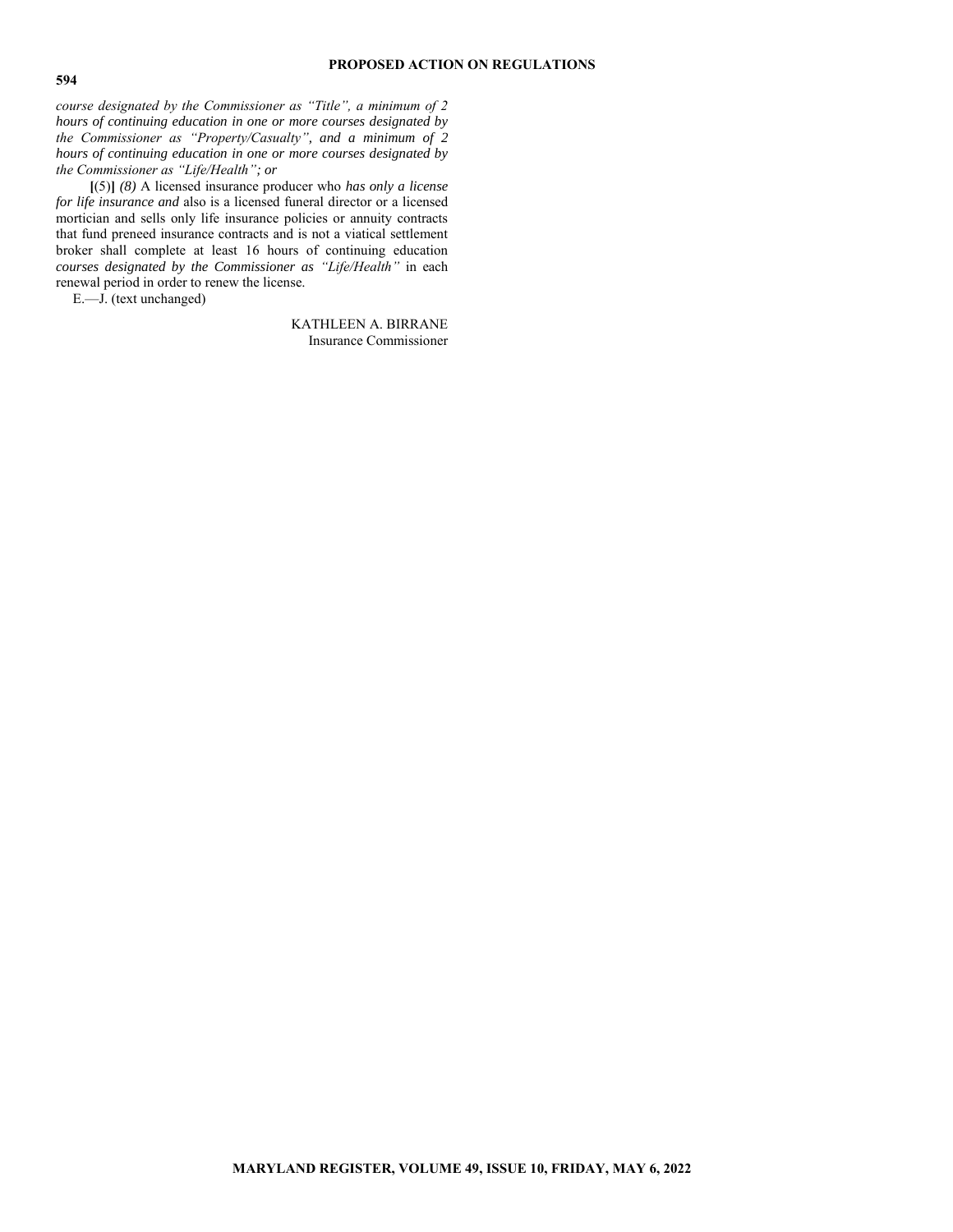*course designated by the Commissioner as "Title", a minimum of 2 hours of continuing education in one or more courses designated by the Commissioner as "Property/Casualty", and a minimum of 2 hours of continuing education in one or more courses designated by the Commissioner as "Life/Health"; or*

**[**(5)**]** *(8)* A licensed insurance producer who *has only a license for life insurance and* also is a licensed funeral director or a licensed mortician and sells only life insurance policies or annuity contracts that fund preneed insurance contracts and is not a viatical settlement broker shall complete at least 16 hours of continuing education *courses designated by the Commissioner as "Life/Health"* in each renewal period in order to renew the license.

E.—J. (text unchanged)

KATHLEEN A. BIRRANE
Insurance Commissioner